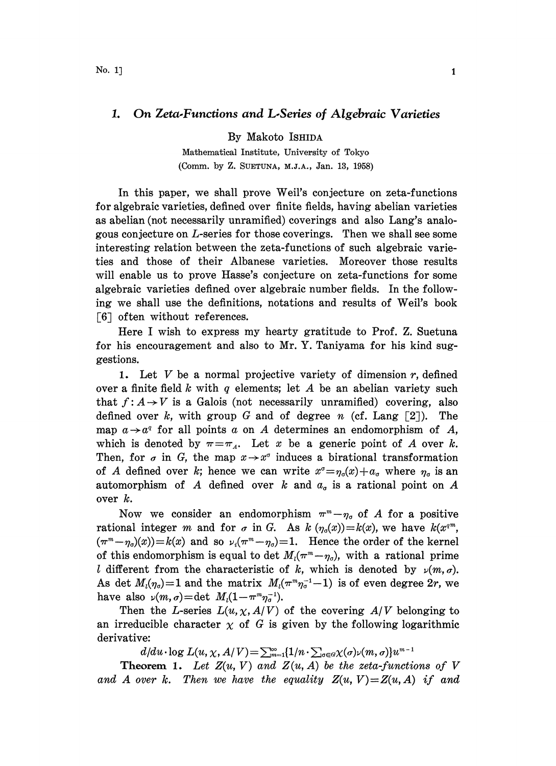# 1. On Zeta-Functions and L-Series of Algebraic Varieties

By Makoto ISHIDA

Mathematical Institute, University of Tokyo

(Comm. by Z. SUETUNA, M.J.A., Jan. 13, 1958)

In this paper, we shall prove Weil's conjecture on zeta-functions for algebraic varieties, defined over finite fields, having abelian varieties as abelian (not necessarily unramified) coverings and also Lang's analogous conjecture on $L$-series for those coverings. Then we shall see some interesting relation between the zeta-functions of such algebraic varieties and those of their Albanese varieties. Moreover those results will enable us to prove Hasse's conjecture on zeta-functions for some algebraic varieties defined over algebraic number fields. In the following we shall use the definitions, notations and results of Weil's book [6] often without references.

Here I wish to express my hearty gratitude to Prof. Z. Suetuna for his encouragement and also to Mr. Y. Taniyama for his kind suggestions.

**1.** Let $V$ be a normal projective variety of dimension $r$, defined over a finite field $k$ with $q$ elements; let $A$ be an abelian variety such that $f: A \rightarrow V$ is a Galois (not necessarily unramified) covering, also defined over $k$, with group $G$ and of degree $n$ (cf. Lang [2]). The map $a \rightarrow a^q$ for all points $a$ on $A$ determines an endomorphism of $A$, which is denoted by $\pi = \pi_A$. Let $x$ be a generic point of $A$ over $k$. Then, for $\sigma$ in $G$, the map $x \rightarrow x^\sigma$ induces a birational transformation of $A$ defined over $k$; hence we can write $x^\sigma = \eta_\sigma(x) + a_\sigma$ where $\eta_\sigma$ is an automorphism of $A$ defined over $k$ and $a_\sigma$ is a rational point on $A$ over $k$.

Now we consider an endomorphism $\pi^m - \eta_\sigma$ of $A$ for a positive rational integer $m$ and for $\sigma$ in $G$. As $k(\eta_\sigma(x)) = k(x)$, we have $k(x^{q^m}, (\pi^m - \eta_\sigma)(x)) = k(x)$ and so $\nu_i(\pi^m - \eta_\sigma) = 1$. Hence the order of the kernel of this endomorphism is equal to $\det M_l(\pi^m - \eta_\sigma)$, with a rational prime $l$ different from the characteristic of $k$, which is denoted by $\nu(m, \sigma)$. As $\det M_l(\eta_\sigma) = 1$ and the matrix $M_l(\pi^m \eta_\sigma^{-1} - 1)$ is of even degree $2r$, we have also $\nu(m, \sigma) = \det M_l(1 - \pi^m \eta_\sigma^{-1})$.

Then the $L$-series $L(u, \chi, A/V)$ of the covering $A/V$ belonging to an irreducible character $\chi$ of $G$ is given by the following logarithmic derivative:

$$d/du \cdot \log L(u, \chi, A/V) = \sum_{m=1}^{\infty} \{1/n \cdot \sum_{\sigma \in G} \chi(\sigma) \nu(m, \sigma)\} u^{m-1}$$

**Theorem 1.** *Let $Z(u, V)$ and $Z(u, A)$ be the zeta-functions of $V$ and $A$ over $k$. Then we have the equality $Z(u, V) = Z(u, A)$ if and*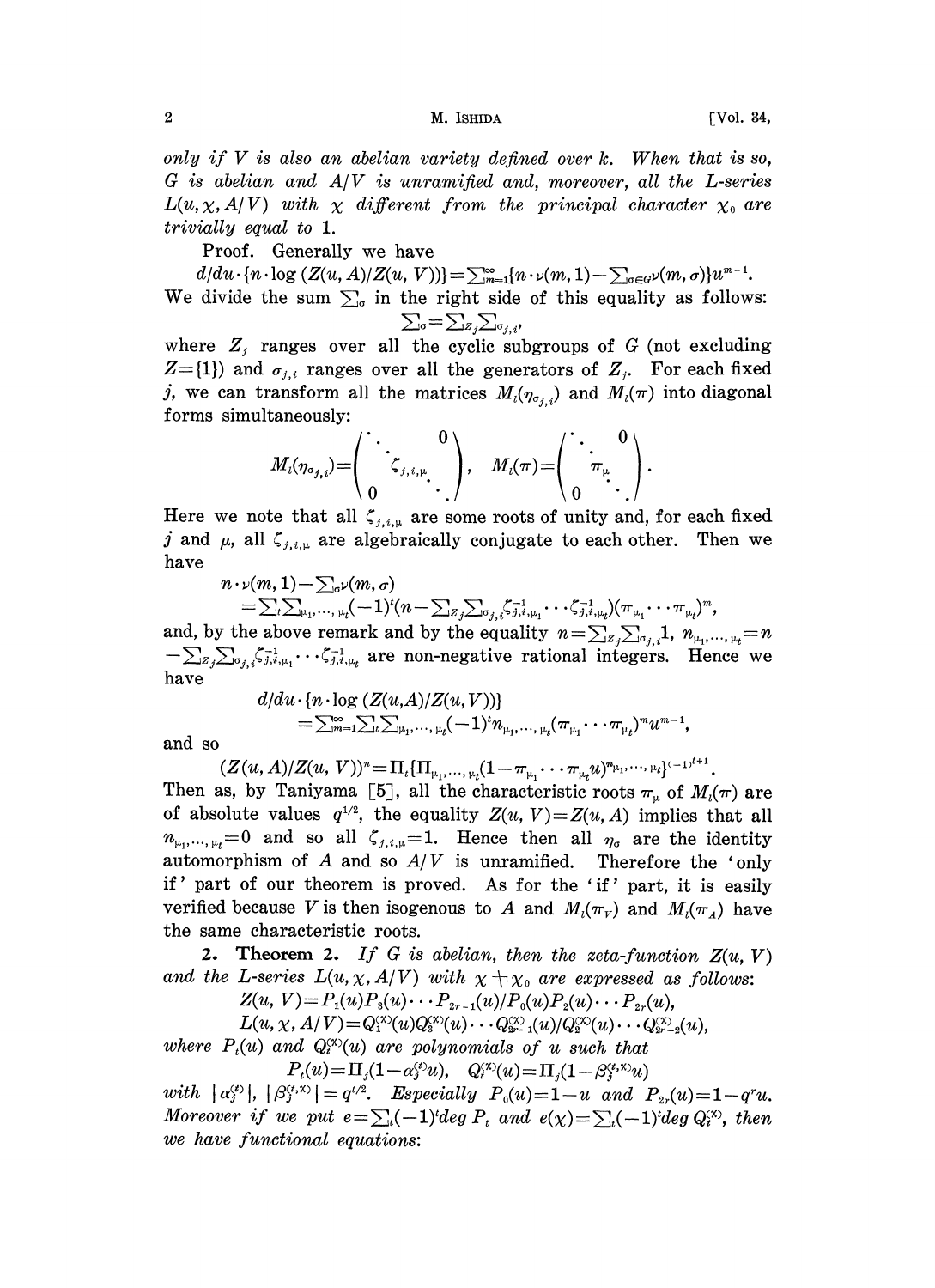*only if $V$ is also an abelian variety defined over $k$. When that is so, $G$ is abelian and $A/V$ is unramified and, moreover, all the L-series $L(u, \chi, A/V)$ with $\chi$ different from the principal character $\chi_0$ are trivially equal to* 1.

Proof. Generally we have

$$d/du \cdot \{n \cdot \log (Z(u, A)/Z(u, V))\} = \sum_{m=1}^{\infty} \{n \cdot \nu(m, 1) - \sum_{\sigma \in G} \nu(m, \sigma)\} u^{m-1}.$$

We divide the sum $\sum_\sigma$ in the right side of this equality as follows:

$$\sum_\sigma = \sum_{Z_j} \sum_{\sigma_{j,i}},$$

where $Z_j$ ranges over all the cyclic subgroups of $G$ (not excluding $Z=\{1\}$) and $\sigma_{j,i}$ ranges over all the generators of $Z_j$. For each fixed $j$, we can transform all the matrices $M_l(\eta_{\sigma_{j,i}})$ and $M_l(\pi)$ into diagonal forms simultaneously:

$$M_l(\eta_{\sigma_{j,i}}) = \begin{pmatrix} \ddots & & 0 \\ & \zeta_{j,i,\mu} & \\ 0 & & \ddots \end{pmatrix}, \quad M_l(\pi) = \begin{pmatrix} \ddots & & 0 \\ & \pi_\mu & \\ 0 & & \ddots \end{pmatrix}.$$

Here we note that all $\zeta_{j,i,\mu}$ are some roots of unity and, for each fixed $j$ and $\mu$, all $\zeta_{j,i,\mu}$ are algebraically conjugate to each other. Then we have

$$n \cdot \nu(m, 1) - \sum_\sigma \nu(m, \sigma)$$
$$= \sum_t \sum_{\mu_1, \dots, \mu_t} (-1)^t (n - \sum_{Z_j} \sum_{\sigma_{j,i}} \zeta_{j,i,\mu_1}^{-1} \cdots \zeta_{j,i,\mu_t}^{-1})(\pi_{\mu_1} \cdots \pi_{\mu_t})^m,$$

and, by the above remark and by the equality $n = \sum_{Z_j} \sum_{\sigma_{j,i}} 1$, $n_{\mu_1, \dots, \mu_t} = n - \sum_{Z_j} \sum_{\sigma_{j,i}} \zeta_{j,i,\mu_1}^{-1} \cdots \zeta_{j,i,\mu_t}^{-1}$ are non-negative rational integers. Hence we have

$$d/du \cdot \{n \cdot \log (Z(u,A)/Z(u, V))\}$$
$$= \sum_{m=1}^{\infty} \sum_t \sum_{\mu_1, \dots, \mu_t} (-1)^t n_{\mu_1, \dots, \mu_t} (\pi_{\mu_1} \cdots \pi_{\mu_t})^m u^{m-1},$$

and so

$$(Z(u, A)/Z(u, V))^n = \Pi_t \{\Pi_{\mu_1, \dots, \mu_t} (1 - \pi_{\mu_1} \cdots \pi_{\mu_t} u)^{n_{\mu_1, \dots, \mu_t}}\}^{(-1)^{t+1}}.$$

Then as, by Taniyama [5], all the characteristic roots $\pi_\mu$ of $M_l(\pi)$ are of absolute values $q^{1/2}$, the equality $Z(u, V) = Z(u, A)$ implies that all $n_{\mu_1, \dots, \mu_t} = 0$ and so all $\zeta_{j,i,\mu} = 1$. Hence then all $\eta_\sigma$ are the identity automorphism of $A$ and so $A/V$ is unramified. Therefore the 'only if' part of our theorem is proved. As for the 'if' part, it is easily verified because $V$ is then isogenous to $A$ and $M_l(\pi_V)$ and $M_l(\pi_A)$ have the same characteristic roots.

**2. Theorem 2.** *If $G$ is abelian, then the zeta-function $Z(u, V)$ and the L-series $L(u, \chi, A/V)$ with $\chi \neq \chi_0$ are expressed as follows:*

$$Z(u, V) = P_1(u) P_3(u) \cdots P_{2r-1}(u) / P_0(u) P_2(u) \cdots P_{2r}(u),$$
$$L(u, \chi, A/V) = Q_1^{(\chi)}(u) Q_3^{(\chi)}(u) \cdots Q_{2r-1}^{(\chi)}(u) / Q_2^{(\chi)}(u) \cdots Q_{2r-2}^{(\chi)}(u),$$

*where $P_t(u)$ and $Q_t^{(\chi)}(u)$ are polynomials of $u$ such that*

$$P_t(u) = \Pi_j (1 - \alpha_j^{(t)} u), \quad Q_t^{(\chi)}(u) = \Pi_j (1 - \beta_j^{(t,\chi)} u)$$

*with $|\alpha_j^{(t)}|$, $|\beta_j^{(t,\chi)}| = q^{t/2}$. Especially $P_0(u) = 1 - u$ and $P_{2r}(u) = 1 - q^r u$. Moreover if we put $e = \sum_t (-1)^t \deg P_t$ and $e(\chi) = \sum_t (-1)^t \deg Q_t^{(\chi)}$, then we have functional equations:*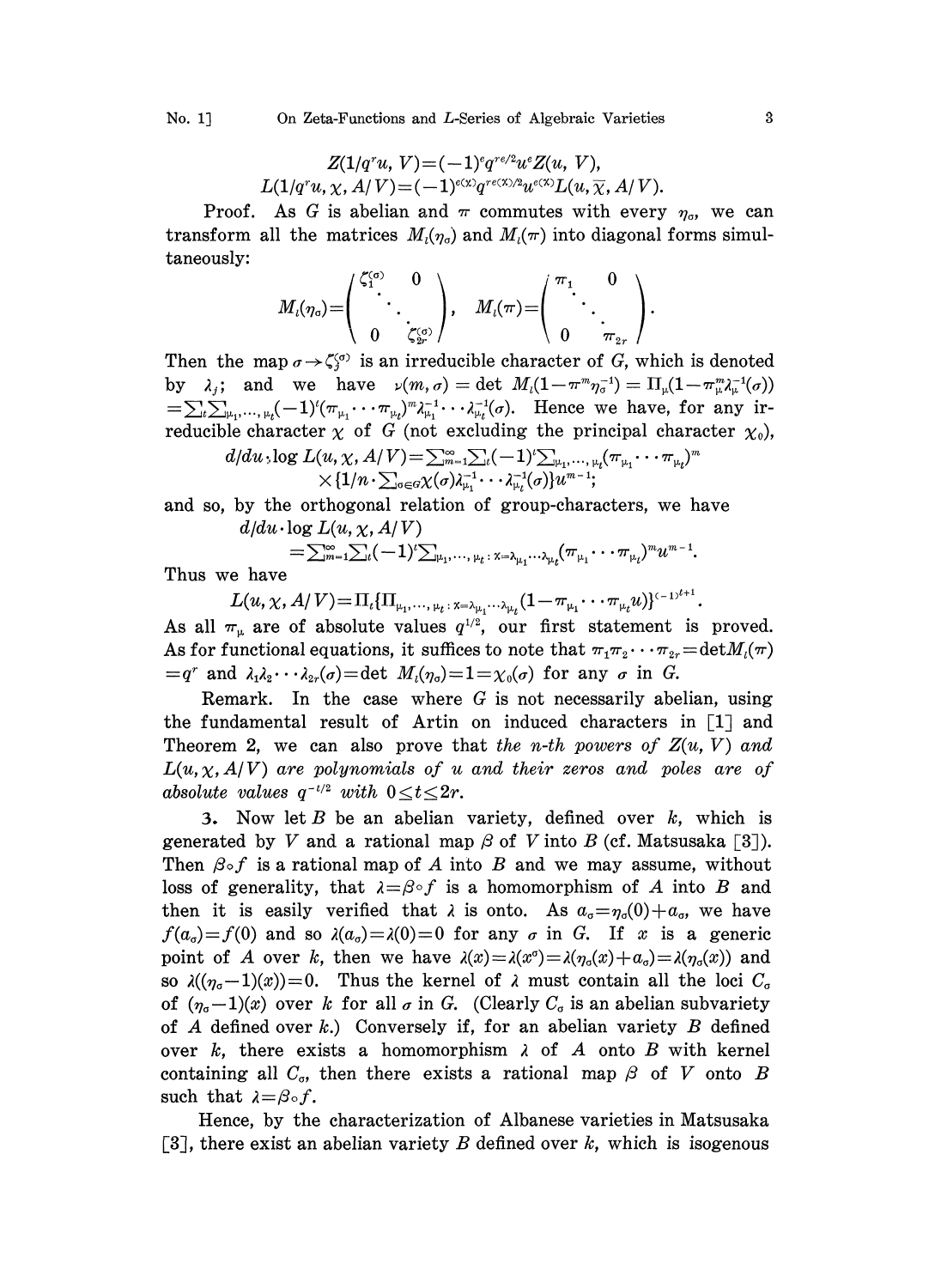$$Z(1/q^r u, V) = (-1)^e q^{re/2} u^e Z(u, V),$$
$$L(1/q^r u, \chi, A/V) = (-1)^{e(\chi)} q^{re(\chi)/2} u^{e(\chi)} L(u, \overline{\chi}, A/V).$$

Proof. As $G$ is abelian and $\pi$ commutes with every $\eta_\sigma$, we can transform all the matrices $M_l(\eta_\sigma)$ and $M_l(\pi)$ into diagonal forms simultaneously:

$$M_l(\eta_\sigma) = \begin{pmatrix} \zeta_1^{(\sigma)} & & 0 \\ & \ddots & \\ 0 & & \zeta_{2r}^{(\sigma)} \end{pmatrix}, \quad M_l(\pi) = \begin{pmatrix} \pi_1 & & 0 \\ & \ddots & \\ 0 & & \pi_{2r} \end{pmatrix}.$$

Then the map $\sigma \to \zeta_j^{(\sigma)}$ is an irreducible character of $G$, which is denoted by $\lambda_j$; and we have $\nu(m, \sigma) = \det M_l(1 - \pi^m \eta_\sigma^{-1}) = \Pi_\mu (1 - \pi_\mu^m \lambda_\mu^{-1}(\sigma)) = \sum_t \sum_{\mu_1, \dots, \mu_t} (-1)^t (\pi_{\mu_1} \cdots \pi_{\mu_t})^m \lambda_{\mu_1}^{-1} \cdots \lambda_{\mu_t}^{-1}(\sigma)$. Hence we have, for any irreducible character $\chi$ of $G$ (not excluding the principal character $\chi_0$),

$$d/du \cdot \log L(u, \chi, A/V) = \sum_{m=1}^\infty \sum_t (-1)^t \sum_{\mu_1, \dots, \mu_t} (\pi_{\mu_1} \cdots \pi_{\mu_t})^m \times \{1/n \cdot \sum_{\sigma \in G} \chi(\sigma) \lambda_{\mu_1}^{-1} \cdots \lambda_{\mu_t}^{-1}(\sigma)\} u^{m-1};$$

and so, by the orthogonal relation of group-characters, we have

$$d/du \cdot \log L(u, \chi, A/V) = \sum_{m=1}^\infty \sum_t (-1)^t \sum_{\mu_1, \dots, \mu_t : \chi = \lambda_{\mu_1} \cdots \lambda_{\mu_t}} (\pi_{\mu_1} \cdots \pi_{\mu_t})^m u^{m-1}.$$

Thus we have

$$L(u, \chi, A/V) = \Pi_t \{\Pi_{\mu_1, \dots, \mu_t : \chi = \lambda_{\mu_1} \cdots \lambda_{\mu_t}} (1 - \pi_{\mu_1} \cdots \pi_{\mu_t} u)\}^{(-1)^{t+1}}.$$

As all $\pi_\mu$ are of absolute values $q^{1/2}$, our first statement is proved. As for functional equations, it suffices to note that $\pi_1 \pi_2 \cdots \pi_{2r} = \det M_l(\pi) = q^r$ and $\lambda_1 \lambda_2 \cdots \lambda_{2r}(\sigma) = \det M_l(\eta_\sigma) = 1 = \chi_0(\sigma)$ for any $\sigma$ in $G$.

Remark. In the case where $G$ is not necessarily abelian, using the fundamental result of Artin on induced characters in [1] and Theorem 2, we can also prove that *the $n$-th powers of $Z(u, V)$ and $L(u, \chi, A/V)$ are polynomials of $u$ and their zeros and poles are of absolute values $q^{-t/2}$ with $0 \leq t \leq 2r$.*

3. Now let $B$ be an abelian variety, defined over $k$, which is generated by $V$ and a rational map $\beta$ of $V$ into $B$ (cf. Matsusaka [3]). Then $\beta \circ f$ is a rational map of $A$ into $B$ and we may assume, without loss of generality, that $\lambda = \beta \circ f$ is a homomorphism of $A$ into $B$ and then it is easily verified that $\lambda$ is onto. As $a_\sigma = \eta_\sigma(0) + a_\sigma$, we have $f(a_\sigma) = f(0)$ and so $\lambda(a_\sigma) = \lambda(0) = 0$ for any $\sigma$ in $G$. If $x$ is a generic point of $A$ over $k$, then we have $\lambda(x) = \lambda(x^\sigma) = \lambda(\eta_\sigma(x) + a_\sigma) = \lambda(\eta_\sigma(x))$ and so $\lambda((\eta_\sigma - 1)(x)) = 0$. Thus the kernel of $\lambda$ must contain all the loci $C_\sigma$ of $(\eta_\sigma - 1)(x)$ over $k$ for all $\sigma$ in $G$. (Clearly $C_\sigma$ is an abelian subvariety of $A$ defined over $k$.) Conversely if, for an abelian variety $B$ defined over $k$, there exists a homomorphism $\lambda$ of $A$ onto $B$ with kernel containing all $C_\sigma$, then there exists a rational map $\beta$ of $V$ onto $B$ such that $\lambda = \beta \circ f$.

Hence, by the characterization of Albanese varieties in Matsusaka [3], there exist an abelian variety $B$ defined over $k$, which is isogenous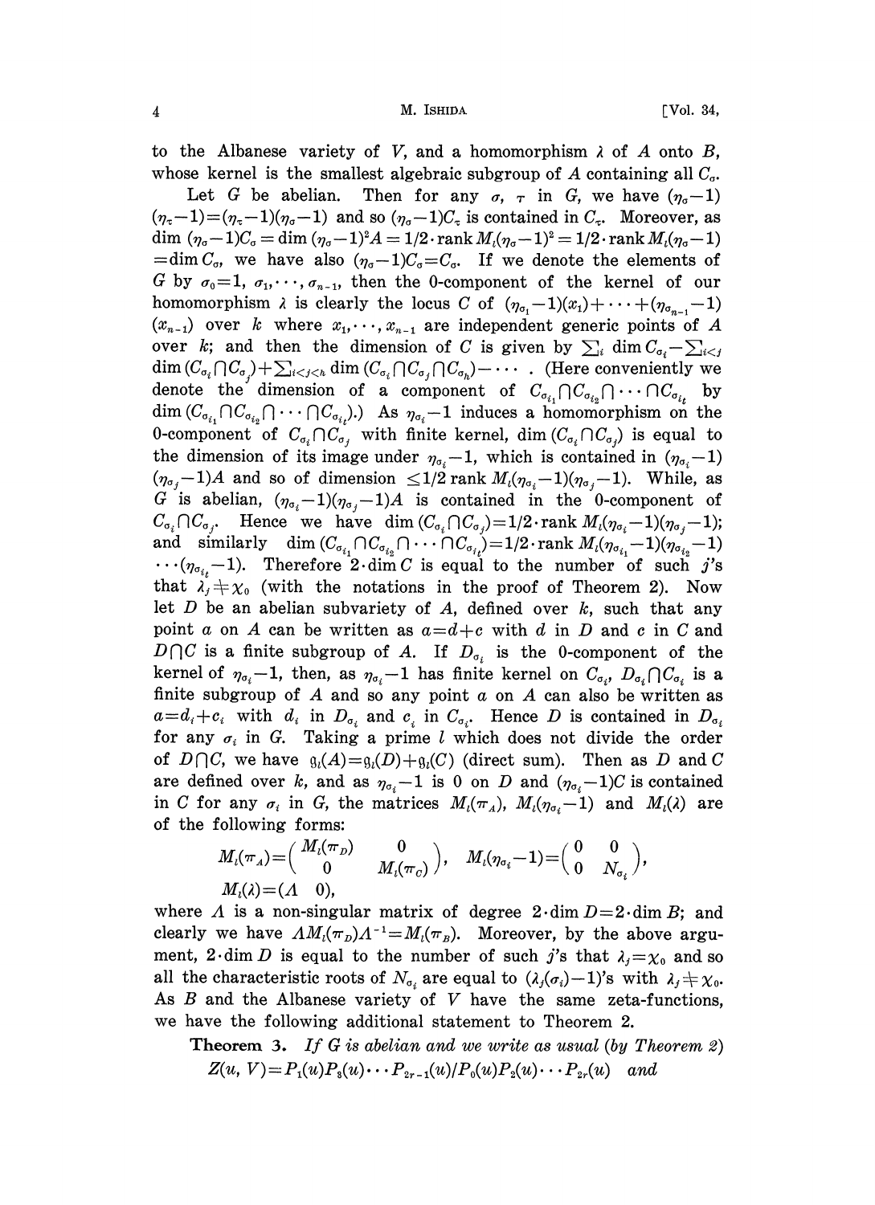to the Albanese variety of $V$, and a homomorphism $\lambda$ of $A$ onto $B$, whose kernel is the smallest algebraic subgroup of $A$ containing all $C_\sigma$.

Let $G$ be abelian. Then for any $\sigma$, $\tau$ in $G$, we have $(\eta_\sigma - 1)(\eta_\tau - 1) = (\eta_\tau - 1)(\eta_\sigma - 1)$ and so $(\eta_\sigma - 1)C_\tau$ is contained in $C_\tau$. Moreover, as $\dim(\eta_\sigma - 1)C_\sigma = \dim(\eta_\sigma - 1)^2 A = 1/2 \cdot \operatorname{rank} M_l(\eta_\sigma - 1)^2 = 1/2 \cdot \operatorname{rank} M_l(\eta_\sigma - 1) = \dim C_\sigma$, we have also $(\eta_\sigma - 1)C_\sigma = C_\sigma$. If we denote the elements of $G$ by $\sigma_0 = 1, \sigma_1, \cdots, \sigma_{n-1}$, then the 0-component of the kernel of our homomorphism $\lambda$ is clearly the locus $C$ of $(\eta_{\sigma_1} - 1)(x_1) + \cdots + (\eta_{\sigma_{n-1}} - 1)(x_{n-1})$ over $k$ where $x_1, \cdots, x_{n-1}$ are independent generic points of $A$ over $k$; and then the dimension of $C$ is given by $\sum_i \dim C_{\sigma_i} - \sum_{i<j} \dim(C_{\sigma_i} \cap C_{\sigma_j}) + \sum_{i<j<h} \dim(C_{\sigma_i} \cap C_{\sigma_j} \cap C_{\sigma_h}) - \cdots$ . (Here conveniently we denote the dimension of a component of $C_{\sigma_{i_1}} \cap C_{\sigma_{i_2}} \cap \cdots \cap C_{\sigma_{i_t}}$ by $\dim(C_{\sigma_{i_1}} \cap C_{\sigma_{i_2}} \cap \cdots \cap C_{\sigma_{i_t}})$.) As $\eta_{\sigma_i} - 1$ induces a homomorphism on the 0-component of $C_{\sigma_i} \cap C_{\sigma_j}$ with finite kernel, $\dim(C_{\sigma_i} \cap C_{\sigma_j})$ is equal to the dimension of its image under $\eta_{\sigma_i} - 1$, which is contained in $(\eta_{\sigma_i} - 1)(\eta_{\sigma_j} - 1)A$ and so of dimension $\leq 1/2 \operatorname{rank} M_l(\eta_{\sigma_i} - 1)(\eta_{\sigma_j} - 1)$. While, as $G$ is abelian, $(\eta_{\sigma_i} - 1)(\eta_{\sigma_j} - 1)A$ is contained in the 0-component of $C_{\sigma_i} \cap C_{\sigma_j}$. Hence we have $\dim(C_{\sigma_i} \cap C_{\sigma_j}) = 1/2 \cdot \operatorname{rank} M_l(\eta_{\sigma_i} - 1)(\eta_{\sigma_j} - 1)$; and similarly $\dim(C_{\sigma_{i_1}} \cap C_{\sigma_{i_2}} \cap \cdots \cap C_{\sigma_{i_t}}) = 1/2 \cdot \operatorname{rank} M_l(\eta_{\sigma_{i_1}} - 1)(\eta_{\sigma_{i_2}} - 1) \cdots (\eta_{\sigma_{i_t}} - 1)$. Therefore $2 \cdot \dim C$ is equal to the number of such $j$'s that $\lambda_j \neq \chi_0$ (with the notations in the proof of Theorem 2). Now let $D$ be an abelian subvariety of $A$, defined over $k$, such that any point $a$ on $A$ can be written as $a = d + c$ with $d$ in $D$ and $c$ in $C$ and $D \cap C$ is a finite subgroup of $A$. If $D_{\sigma_i}$ is the 0-component of the kernel of $\eta_{\sigma_i} - 1$, then, as $\eta_{\sigma_i} - 1$ has finite kernel on $C_{\sigma_i}$, $D_{\sigma_i} \cap C_{\sigma_i}$ is a finite subgroup of $A$ and so any point $a$ on $A$ can also be written as $a = d_i + c_i$ with $d_i$ in $D_{\sigma_i}$ and $c_i$ in $C_{\sigma_i}$. Hence $D$ is contained in $D_{\sigma_i}$ for any $\sigma_i$ in $G$. Taking a prime $l$ which does not divide the order of $D \cap C$, we have $\mathfrak{g}_l(A) = \mathfrak{g}_l(D) + \mathfrak{g}_l(C)$ (direct sum). Then as $D$ and $C$ are defined over $k$, and as $\eta_{\sigma_i} - 1$ is 0 on $D$ and $(\eta_{\sigma_i} - 1)C$ is contained in $C$ for any $\sigma_i$ in $G$, the matrices $M_l(\pi_A)$, $M_l(\eta_{\sigma_i} - 1)$ and $M_l(\lambda)$ are of the following forms:

$$M_l(\pi_A) = \begin{pmatrix} M_l(\pi_D) & 0 \\ 0 & M_l(\pi_C) \end{pmatrix}, \quad M_l(\eta_{\sigma_i} - 1) = \begin{pmatrix} 0 & 0 \\ 0 & N_{\sigma_i} \end{pmatrix},$$
$$M_l(\lambda) = (\Lambda \quad 0),$$

where $\Lambda$ is a non-singular matrix of degree $2 \cdot \dim D = 2 \cdot \dim B$; and clearly we have $\Lambda M_l(\pi_D)\Lambda^{-1} = M_l(\pi_B)$. Moreover, by the above argument, $2 \cdot \dim D$ is equal to the number of such $j$'s that $\lambda_j = \chi_0$ and so all the characteristic roots of $N_{\sigma_i}$ are equal to $(\lambda_j(\sigma_i) - 1)$'s with $\lambda_j \neq \chi_0$. As $B$ and the Albanese variety of $V$ have the same zeta-functions, we have the following additional statement to Theorem 2.

**Theorem 3.** *If $G$ is abelian and we write as usual (by Theorem 2)*
$$Z(u, V) = P_1(u)P_3(u) \cdots P_{2r-1}(u)/P_0(u)P_2(u) \cdots P_{2r}(u) \quad \textit{and}$$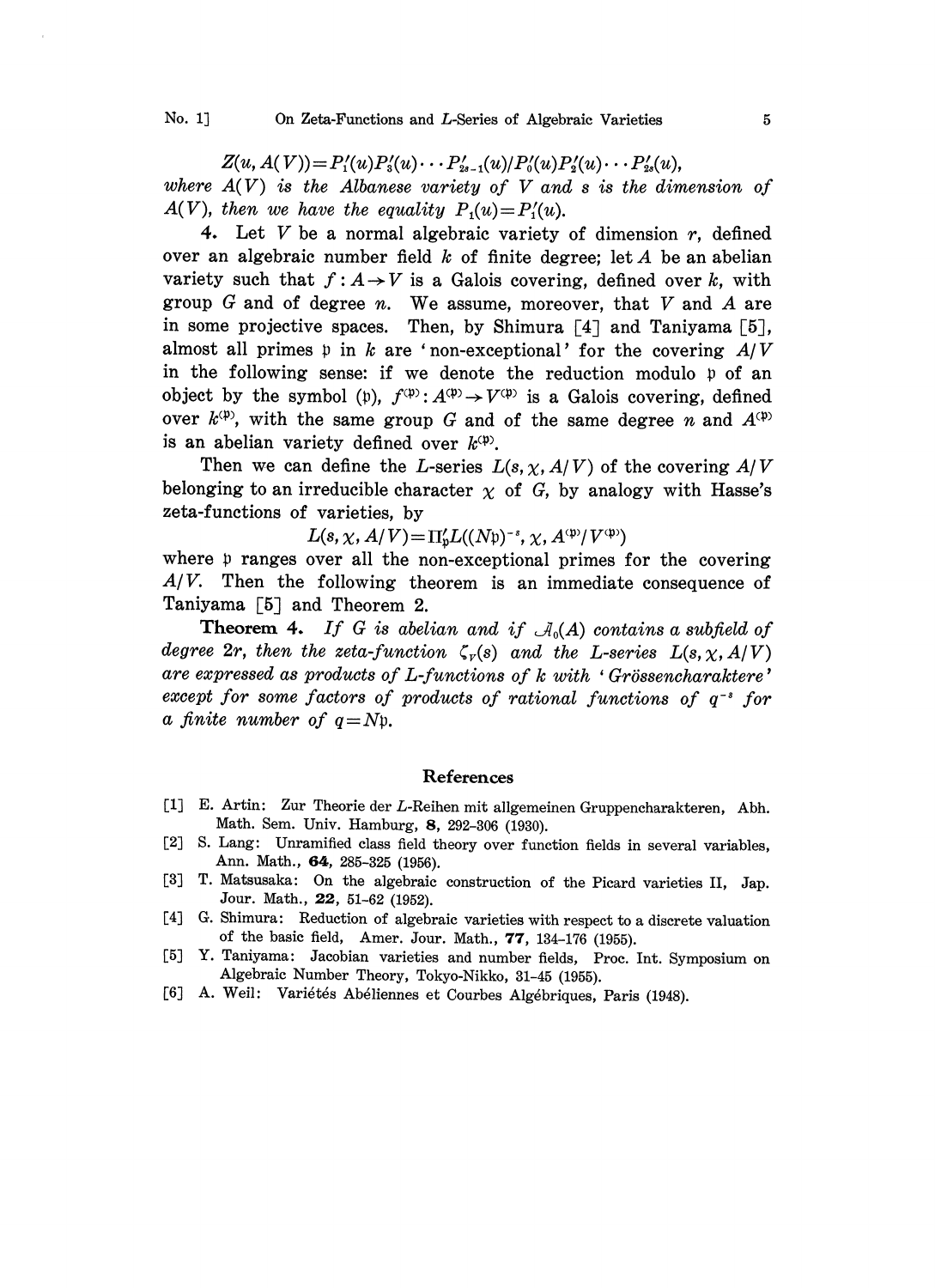$$Z(u, A(V)) = P_1'(u) P_3'(u) \cdots P_{2s-1}'(u) / P_0'(u) P_2'(u) \cdots P_{2s}'(u),$$

*where $A(V)$ is the Albanese variety of $V$ and $s$ is the dimension of $A(V)$, then we have the equality $P_1(u) = P_1'(u)$.*

**4.** Let $V$ be a normal algebraic variety of dimension $r$, defined over an algebraic number field $k$ of finite degree; let $A$ be an abelian variety such that $f: A \to V$ is a Galois covering, defined over $k$, with group $G$ and of degree $n$. We assume, moreover, that $V$ and $A$ are in some projective spaces. Then, by Shimura [4] and Taniyama [5], almost all primes $\mathfrak{p}$ in $k$ are 'non-exceptional' for the covering $A/V$ in the following sense: if we denote the reduction modulo $\mathfrak{p}$ of an object by the symbol $(\mathfrak{p})$, $f^{(\mathfrak{p})}: A^{(\mathfrak{p})} \to V^{(\mathfrak{p})}$ is a Galois covering, defined over $k^{(\mathfrak{p})}$, with the same group $G$ and of the same degree $n$ and $A^{(\mathfrak{p})}$ is an abelian variety defined over $k^{(\mathfrak{p})}$.

Then we can define the $L$-series $L(s, \chi, A/V)$ of the covering $A/V$ belonging to an irreducible character $\chi$ of $G$, by analogy with Hasse's zeta-functions of varieties, by

$$L(s, \chi, A/V) = \Pi_{\mathfrak{p}}' L((N\mathfrak{p})^{-s}, \chi, A^{(\mathfrak{p})}/V^{(\mathfrak{p})})$$

where $\mathfrak{p}$ ranges over all the non-exceptional primes for the covering $A/V$. Then the following theorem is an immediate consequence of Taniyama [5] and Theorem 2.

**Theorem 4.** *If $G$ is abelian and if $\mathcal{A}_0(A)$ contains a subfield of degree $2r$, then the zeta-function $\zeta_V(s)$ and the $L$-series $L(s, \chi, A/V)$ are expressed as products of $L$-functions of $k$ with 'Grössencharaktere' except for some factors of products of rational functions of $q^{-s}$ for a finite number of $q = N\mathfrak{p}$.*

## References

[1] E. Artin: Zur Theorie der $L$-Reihen mit allgemeinen Gruppencharakteren, Abh. Math. Sem. Univ. Hamburg, **8**, 292–306 (1930).

[2] S. Lang: Unramified class field theory over function fields in several variables, Ann. Math., **64**, 285–325 (1956).

[3] T. Matsusaka: On the algebraic construction of the Picard varieties II, Jap. Jour. Math., **22**, 51–62 (1952).

[4] G. Shimura: Reduction of algebraic varieties with respect to a discrete valuation of the basic field, Amer. Jour. Math., **77**, 134–176 (1955).

[5] Y. Taniyama: Jacobian varieties and number fields, Proc. Int. Symposium on Algebraic Number Theory, Tokyo-Nikko, 31–45 (1955).

[6] A. Weil: Variétés Abéliennes et Courbes Algébriques, Paris (1948).